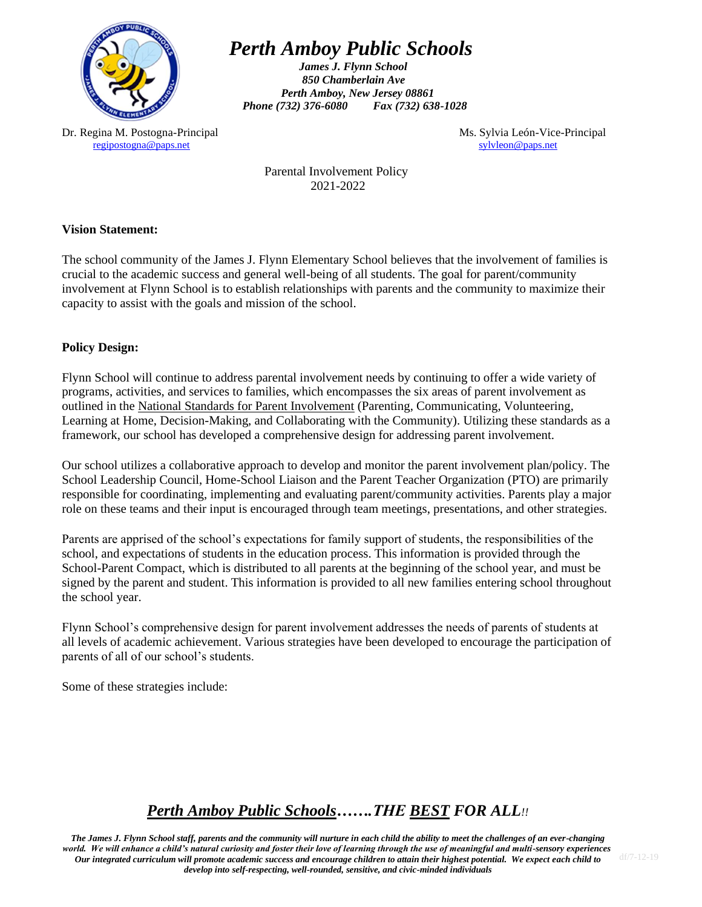# *Perth Amboy Public Schools*

***James J. Flynn School***
***850 Chamberlain Ave***
***Perth Amboy, New Jersey 08861***
***Phone (732) 376-6080 Fax (732) 638-1028***

Dr. Regina M. Postogna-Principal
regipostogna@paps.net

Ms. Sylvia León-Vice-Principal
sylvleon@paps.net

Parental Involvement Policy
2021-2022

**Vision Statement:**

The school community of the James J. Flynn Elementary School believes that the involvement of families is crucial to the academic success and general well-being of all students. The goal for parent/community involvement at Flynn School is to establish relationships with parents and the community to maximize their capacity to assist with the goals and mission of the school.

**Policy Design:**

Flynn School will continue to address parental involvement needs by continuing to offer a wide variety of programs, activities, and services to families, which encompasses the six areas of parent involvement as outlined in the National Standards for Parent Involvement (Parenting, Communicating, Volunteering, Learning at Home, Decision-Making, and Collaborating with the Community). Utilizing these standards as a framework, our school has developed a comprehensive design for addressing parent involvement.

Our school utilizes a collaborative approach to develop and monitor the parent involvement plan/policy. The School Leadership Council, Home-School Liaison and the Parent Teacher Organization (PTO) are primarily responsible for coordinating, implementing and evaluating parent/community activities. Parents play a major role on these teams and their input is encouraged through team meetings, presentations, and other strategies.

Parents are apprised of the school's expectations for family support of students, the responsibilities of the school, and expectations of students in the education process. This information is provided through the School-Parent Compact, which is distributed to all parents at the beginning of the school year, and must be signed by the parent and student. This information is provided to all new families entering school throughout the school year.

Flynn School's comprehensive design for parent involvement addresses the needs of parents of students at all levels of academic achievement. Various strategies have been developed to encourage the participation of parents of all of our school's students.

Some of these strategies include:

***Perth Amboy Public Schools*****…….*****THE BEST FOR ALL!!***

***The James J. Flynn School staff, parents and the community will nurture in each child the ability to meet the challenges of an ever-changing world. We will enhance a child's natural curiosity and foster their love of learning through the use of meaningful and multi-sensory experiences Our integrated curriculum will promote academic success and encourage children to attain their highest potential. We expect each child to develop into self-respecting, well-rounded, sensitive, and civic-minded individuals***

df/7-12-19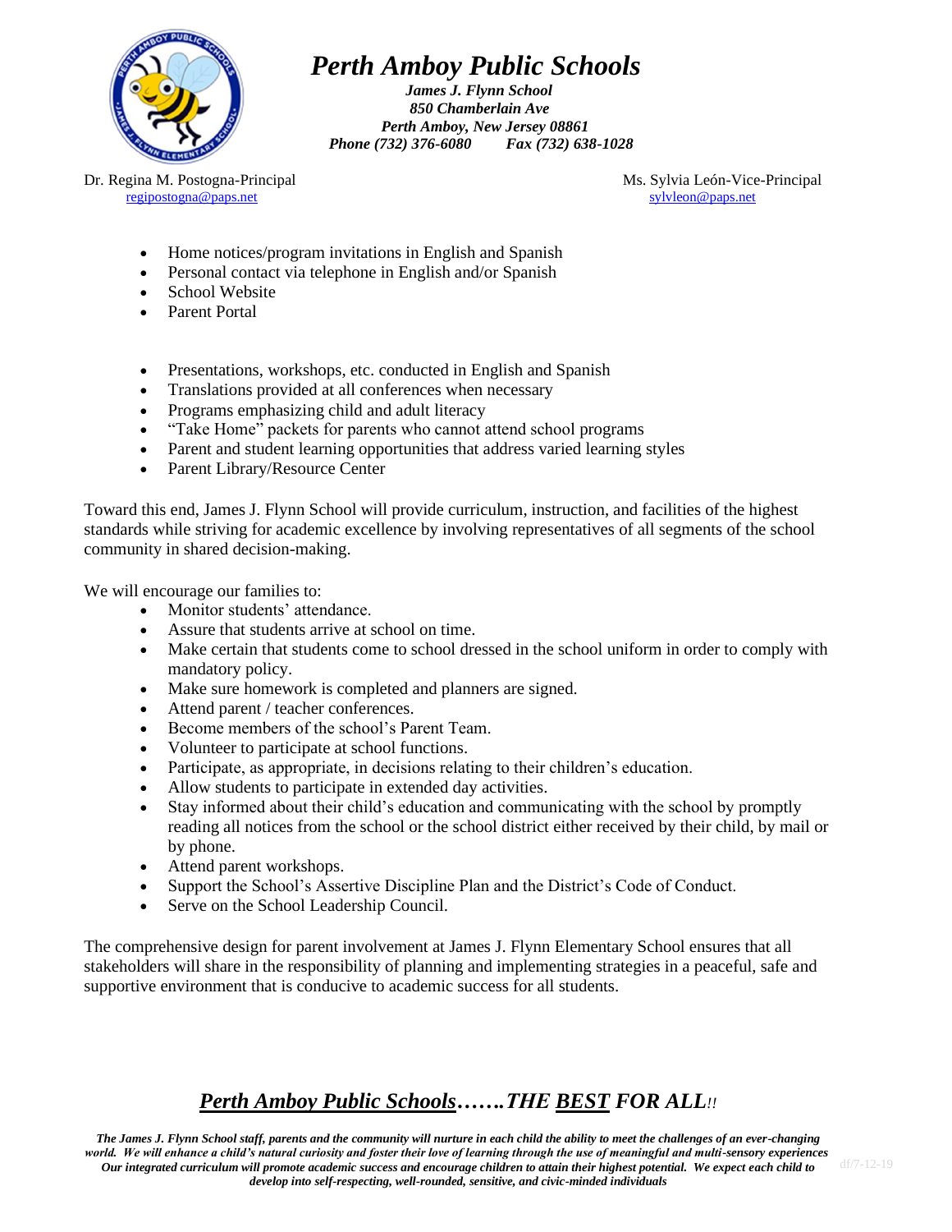# *Perth Amboy Public Schools*

***James J. Flynn School***
***850 Chamberlain Ave***
***Perth Amboy, New Jersey 08861***
***Phone (732) 376-6080 Fax (732) 638-1028***

Dr. Regina M. Postogna-Principal
regipostogna@paps.net

Ms. Sylvia León-Vice-Principal
sylvleon@paps.net

- Home notices/program invitations in English and Spanish
- Personal contact via telephone in English and/or Spanish
- School Website
- Parent Portal

- Presentations, workshops, etc. conducted in English and Spanish
- Translations provided at all conferences when necessary
- Programs emphasizing child and adult literacy
- "Take Home" packets for parents who cannot attend school programs
- Parent and student learning opportunities that address varied learning styles
- Parent Library/Resource Center

Toward this end, James J. Flynn School will provide curriculum, instruction, and facilities of the highest standards while striving for academic excellence by involving representatives of all segments of the school community in shared decision-making.

We will encourage our families to:

- Monitor students' attendance.
- Assure that students arrive at school on time.
- Make certain that students come to school dressed in the school uniform in order to comply with mandatory policy.
- Make sure homework is completed and planners are signed.
- Attend parent / teacher conferences.
- Become members of the school's Parent Team.
- Volunteer to participate at school functions.
- Participate, as appropriate, in decisions relating to their children's education.
- Allow students to participate in extended day activities.
- Stay informed about their child's education and communicating with the school by promptly reading all notices from the school or the school district either received by their child, by mail or by phone.
- Attend parent workshops.
- Support the School's Assertive Discipline Plan and the District's Code of Conduct.
- Serve on the School Leadership Council.

The comprehensive design for parent involvement at James J. Flynn Elementary School ensures that all stakeholders will share in the responsibility of planning and implementing strategies in a peaceful, safe and supportive environment that is conducive to academic success for all students.

***Perth Amboy Public Schools…….THE BEST FOR ALL!!***

***The James J. Flynn School staff, parents and the community will nurture in each child the ability to meet the challenges of an ever-changing world. We will enhance a child's natural curiosity and foster their love of learning through the use of meaningful and multi-sensory experiences Our integrated curriculum will promote academic success and encourage children to attain their highest potential. We expect each child to develop into self-respecting, well-rounded, sensitive, and civic-minded individuals***

df/7-12-19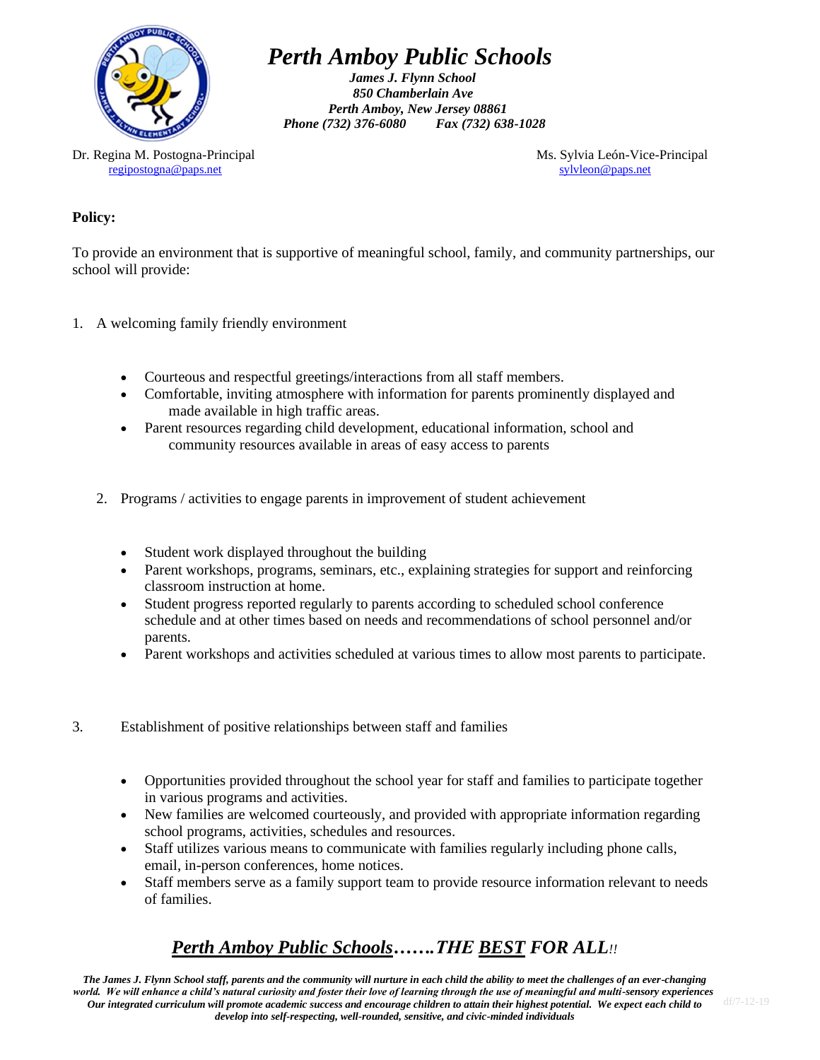# *Perth Amboy Public Schools*

***James J. Flynn School***
***850 Chamberlain Ave***
***Perth Amboy, New Jersey 08861***
***Phone (732) 376-6080 Fax (732) 638-1028***

Dr. Regina M. Postogna-Principal
regipostogna@paps.net

Ms. Sylvia León-Vice-Principal
sylvleon@paps.net

**Policy:**

To provide an environment that is supportive of meaningful school, family, and community partnerships, our school will provide:

1. A welcoming family friendly environment

- Courteous and respectful greetings/interactions from all staff members.
- Comfortable, inviting atmosphere with information for parents prominently displayed and made available in high traffic areas.
- Parent resources regarding child development, educational information, school and community resources available in areas of easy access to parents

2. Programs / activities to engage parents in improvement of student achievement

- Student work displayed throughout the building
- Parent workshops, programs, seminars, etc., explaining strategies for support and reinforcing classroom instruction at home.
- Student progress reported regularly to parents according to scheduled school conference schedule and at other times based on needs and recommendations of school personnel and/or parents.
- Parent workshops and activities scheduled at various times to allow most parents to participate.

3. Establishment of positive relationships between staff and families

- Opportunities provided throughout the school year for staff and families to participate together in various programs and activities.
- New families are welcomed courteously, and provided with appropriate information regarding school programs, activities, schedules and resources.
- Staff utilizes various means to communicate with families regularly including phone calls, email, in-person conferences, home notices.
- Staff members serve as a family support team to provide resource information relevant to needs of families.

***Perth Amboy Public Schools*…….*THE BEST FOR ALL!!***

***The James J. Flynn School staff, parents and the community will nurture in each child the ability to meet the challenges of an ever-changing world. We will enhance a child's natural curiosity and foster their love of learning through the use of meaningful and multi-sensory experiences Our integrated curriculum will promote academic success and encourage children to attain their highest potential. We expect each child to develop into self-respecting, well-rounded, sensitive, and civic-minded individuals***

df/7-12-19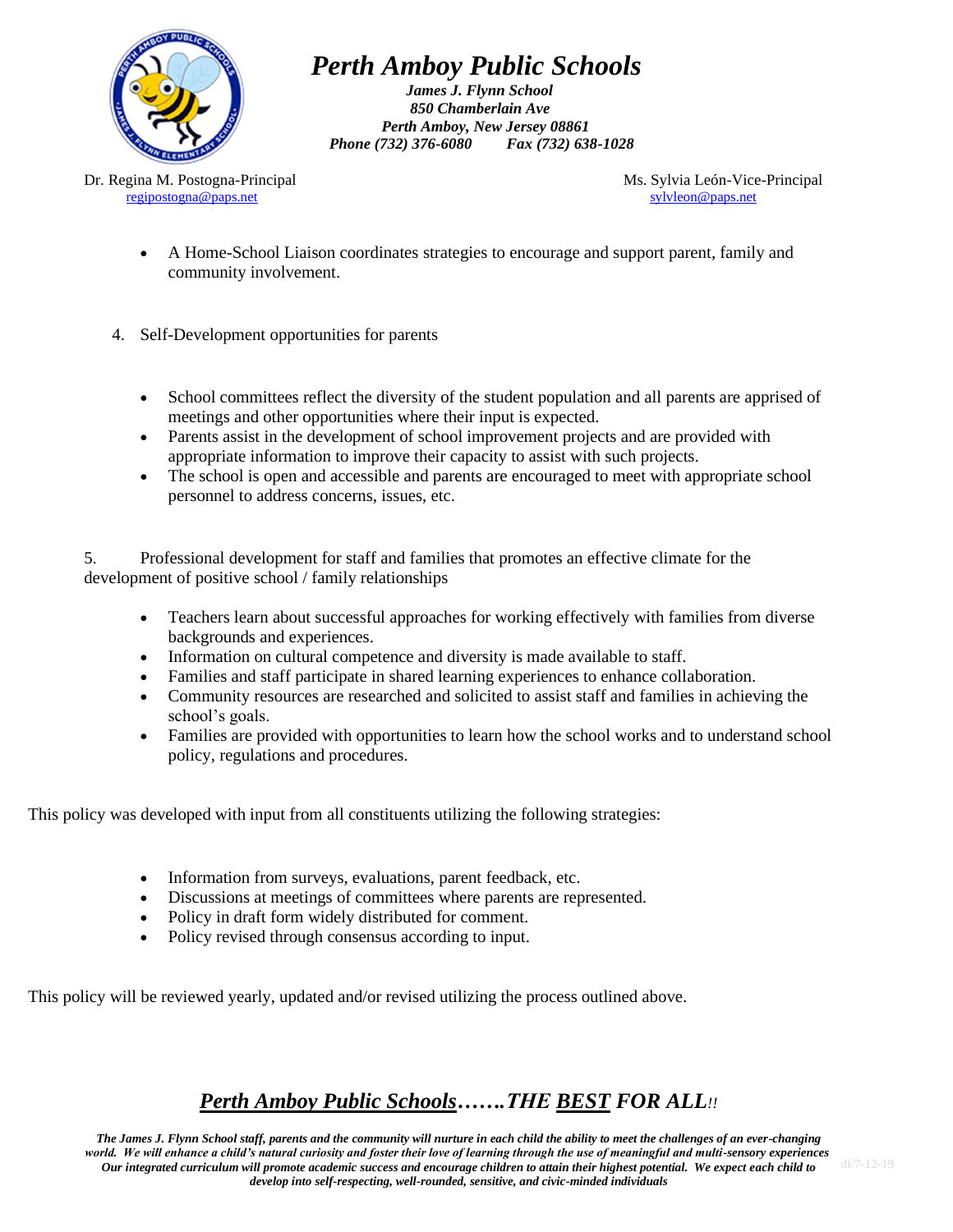- A Home-School Liaison coordinates strategies to encourage and support parent, family and community involvement.

4. Self-Development opportunities for parents

- School committees reflect the diversity of the student population and all parents are apprised of meetings and other opportunities where their input is expected.
- Parents assist in the development of school improvement projects and are provided with appropriate information to improve their capacity to assist with such projects.
- The school is open and accessible and parents are encouraged to meet with appropriate school personnel to address concerns, issues, etc.

5. Professional development for staff and families that promotes an effective climate for the development of positive school / family relationships

- Teachers learn about successful approaches for working effectively with families from diverse backgrounds and experiences.
- Information on cultural competence and diversity is made available to staff.
- Families and staff participate in shared learning experiences to enhance collaboration.
- Community resources are researched and solicited to assist staff and families in achieving the school's goals.
- Families are provided with opportunities to learn how the school works and to understand school policy, regulations and procedures.

This policy was developed with input from all constituents utilizing the following strategies:

- Information from surveys, evaluations, parent feedback, etc.
- Discussions at meetings of committees where parents are represented.
- Policy in draft form widely distributed for comment.
- Policy revised through consensus according to input.

This policy will be reviewed yearly, updated and/or revised utilizing the process outlined above.